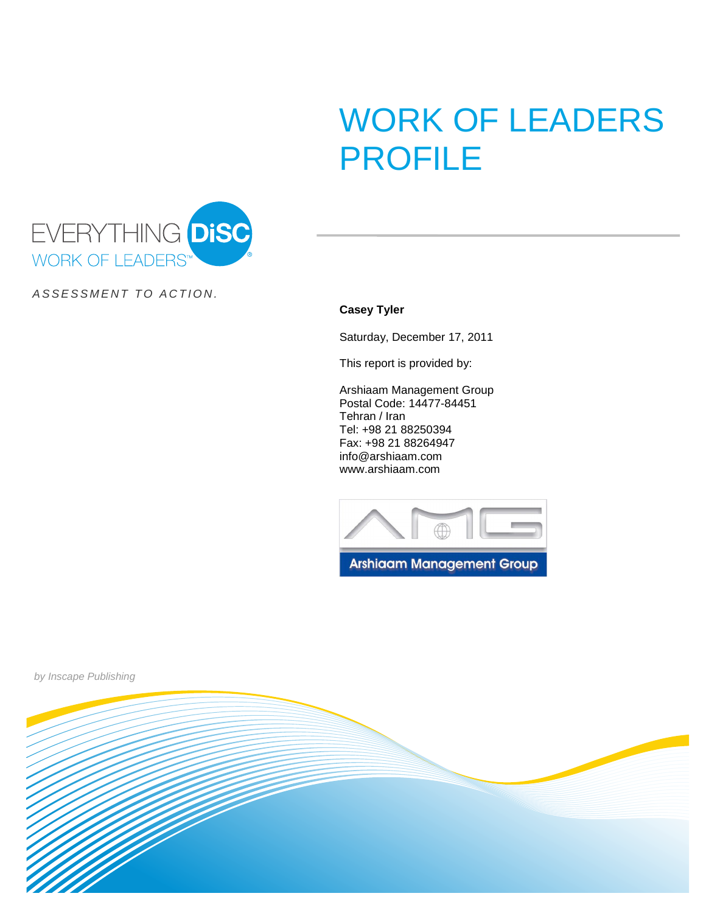# WORK OF LEADERS PROFILE

EVERYTHING DiSC®
WORK OF LEADERS™

*ASSESSMENT TO ACTION.*

**Casey Tyler**

Saturday, December 17, 2011

This report is provided by:

Arshiaam Management Group
Postal Code: 14477-84451
Tehran / Iran
Tel: +98 21 88250394
Fax: +98 21 88264947
info@arshiaam.com
www.arshiaam.com

Arshiaam Management Group

*by Inscape Publishing*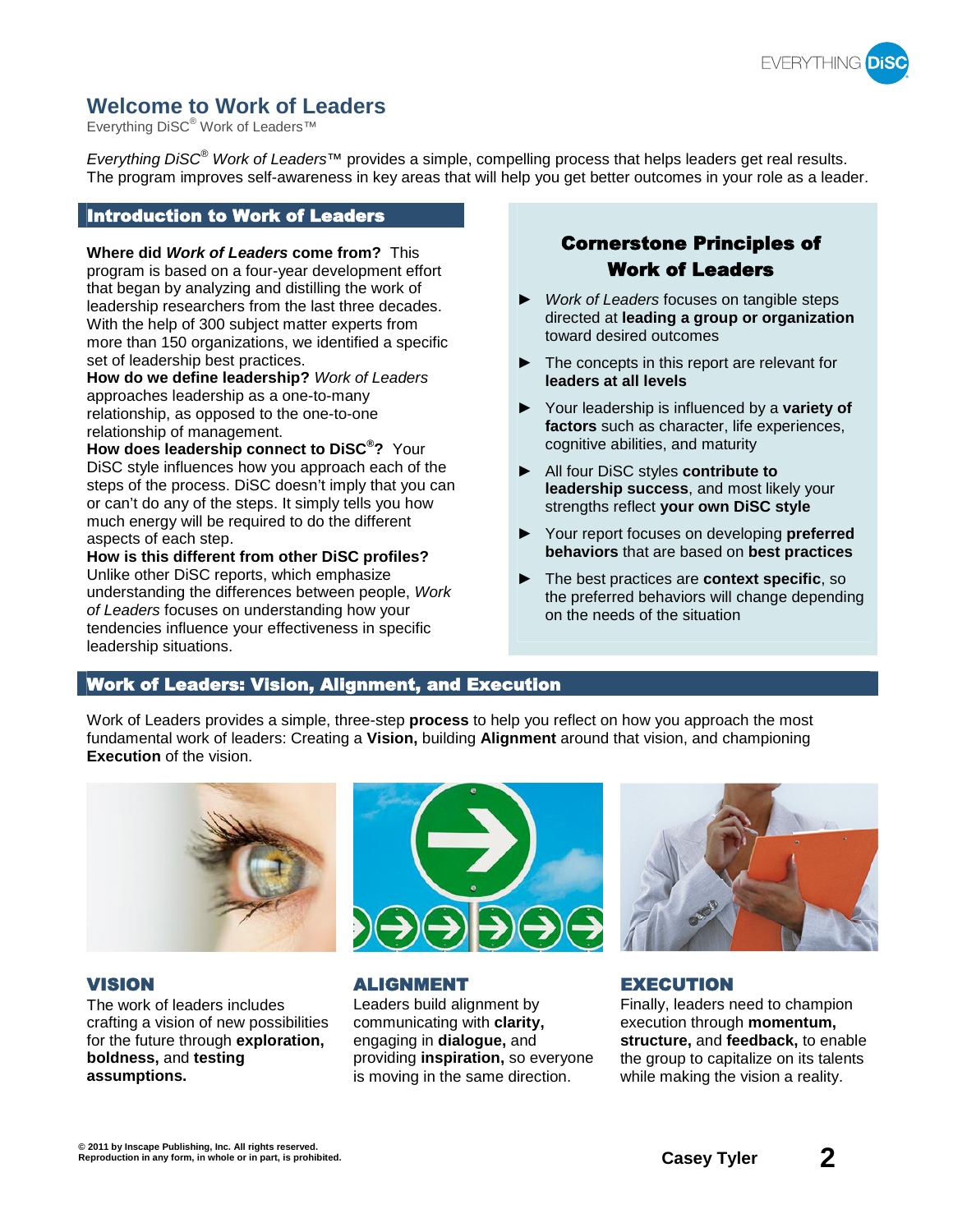# Welcome to Work of Leaders

Everything DiSC® Work of Leaders™

*Everything DiSC® Work of Leaders™* provides a simple, compelling process that helps leaders get real results. The program improves self-awareness in key areas that will help you get better outcomes in your role as a leader.

## Introduction to Work of Leaders

**Where did *Work of Leaders* come from?** This program is based on a four-year development effort that began by analyzing and distilling the work of leadership researchers from the last three decades. With the help of 300 subject matter experts from more than 150 organizations, we identified a specific set of leadership best practices.

**How do we define leadership?** *Work of Leaders* approaches leadership as a one-to-many relationship, as opposed to the one-to-one relationship of management.

**How does leadership connect to DiSC®?** Your DiSC style influences how you approach each of the steps of the process. DiSC doesn't imply that you can or can't do any of the steps. It simply tells you how much energy will be required to do the different aspects of each step.

**How is this different from other DiSC profiles?** Unlike other DiSC reports, which emphasize understanding the differences between people, *Work of Leaders* focuses on understanding how your tendencies influence your effectiveness in specific leadership situations.

### Cornerstone Principles of Work of Leaders

- *Work of Leaders* focuses on tangible steps directed at **leading a group or organization** toward desired outcomes
- The concepts in this report are relevant for **leaders at all levels**
- Your leadership is influenced by a **variety of factors** such as character, life experiences, cognitive abilities, and maturity
- All four DiSC styles **contribute to leadership success**, and most likely your strengths reflect **your own DiSC style**
- Your report focuses on developing **preferred behaviors** that are based on **best practices**
- The best practices are **context specific**, so the preferred behaviors will change depending on the needs of the situation

## Work of Leaders: Vision, Alignment, and Execution

Work of Leaders provides a simple, three-step **process** to help you reflect on how you approach the most fundamental work of leaders: Creating a **Vision,** building **Alignment** around that vision, and championing **Execution** of the vision.

### VISION

The work of leaders includes crafting a vision of new possibilities for the future through **exploration, boldness,** and **testing assumptions.**

### ALIGNMENT

Leaders build alignment by communicating with **clarity,** engaging in **dialogue,** and providing **inspiration,** so everyone is moving in the same direction.

### EXECUTION

Finally, leaders need to champion execution through **momentum, structure,** and **feedback,** to enable the group to capitalize on its talents while making the vision a reality.

© 2011 by Inscape Publishing, Inc. All rights reserved.
Reproduction in any form, in whole or in part, is prohibited.

Casey Tyler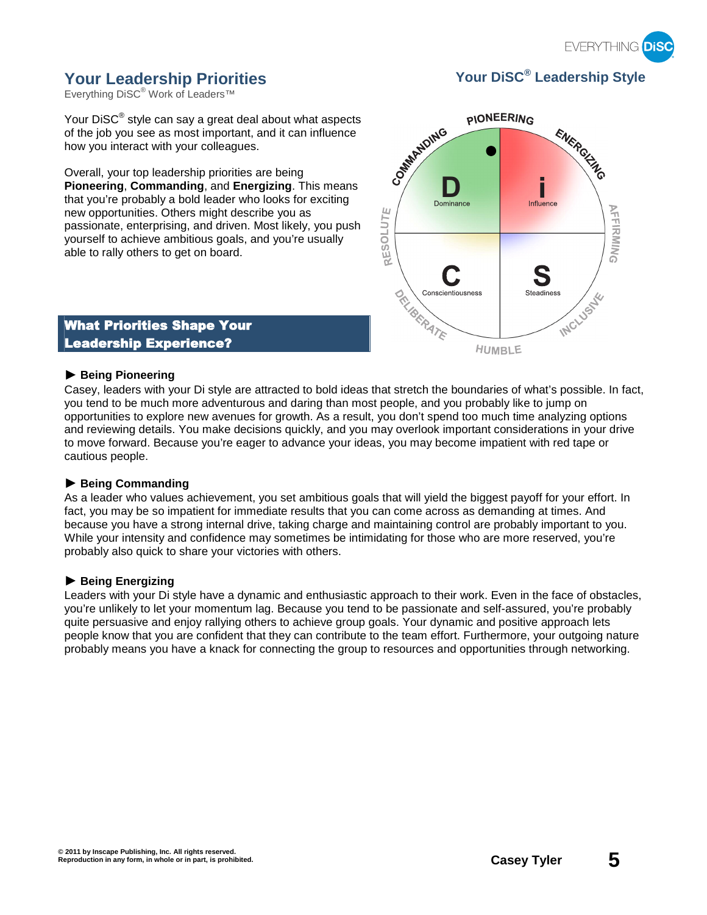## Your Leadership Priorities

Everything DiSC® Work of Leaders™

Your DiSC® style can say a great deal about what aspects of the job you see as most important, and it can influence how you interact with your colleagues.

Overall, your top leadership priorities are being **Pioneering**, **Commanding**, and **Energizing**. This means that you're probably a bold leader who looks for exciting new opportunities. Others might describe you as passionate, enterprising, and driven. Most likely, you push yourself to achieve ambitious goals, and you're usually able to rally others to get on board.

## Your DiSC® Leadership Style

PIONEERING, ENERGIZING, AFFIRMING, INCLUSIVE, HUMBLE, DELIBERATE, RESOLUTE, COMMANDING

D Dominance | i Influence | C Conscientiousness | S Steadiness

## What Priorities Shape Your Leadership Experience?

**► Being Pioneering**

Casey, leaders with your Di style are attracted to bold ideas that stretch the boundaries of what's possible. In fact, you tend to be much more adventurous and daring than most people, and you probably like to jump on opportunities to explore new avenues for growth. As a result, you don't spend too much time analyzing options and reviewing details. You make decisions quickly, and you may overlook important considerations in your drive to move forward. Because you're eager to advance your ideas, you may become impatient with red tape or cautious people.

**► Being Commanding**

As a leader who values achievement, you set ambitious goals that will yield the biggest payoff for your effort. In fact, you may be so impatient for immediate results that you can come across as demanding at times. And because you have a strong internal drive, taking charge and maintaining control are probably important to you. While your intensity and confidence may sometimes be intimidating for those who are more reserved, you're probably also quick to share your victories with others.

**► Being Energizing**

Leaders with your Di style have a dynamic and enthusiastic approach to their work. Even in the face of obstacles, you're unlikely to let your momentum lag. Because you tend to be passionate and self-assured, you're probably quite persuasive and enjoy rallying others to achieve group goals. Your dynamic and positive approach lets people know that you are confident that they can contribute to the team effort. Furthermore, your outgoing nature probably means you have a knack for connecting the group to resources and opportunities through networking.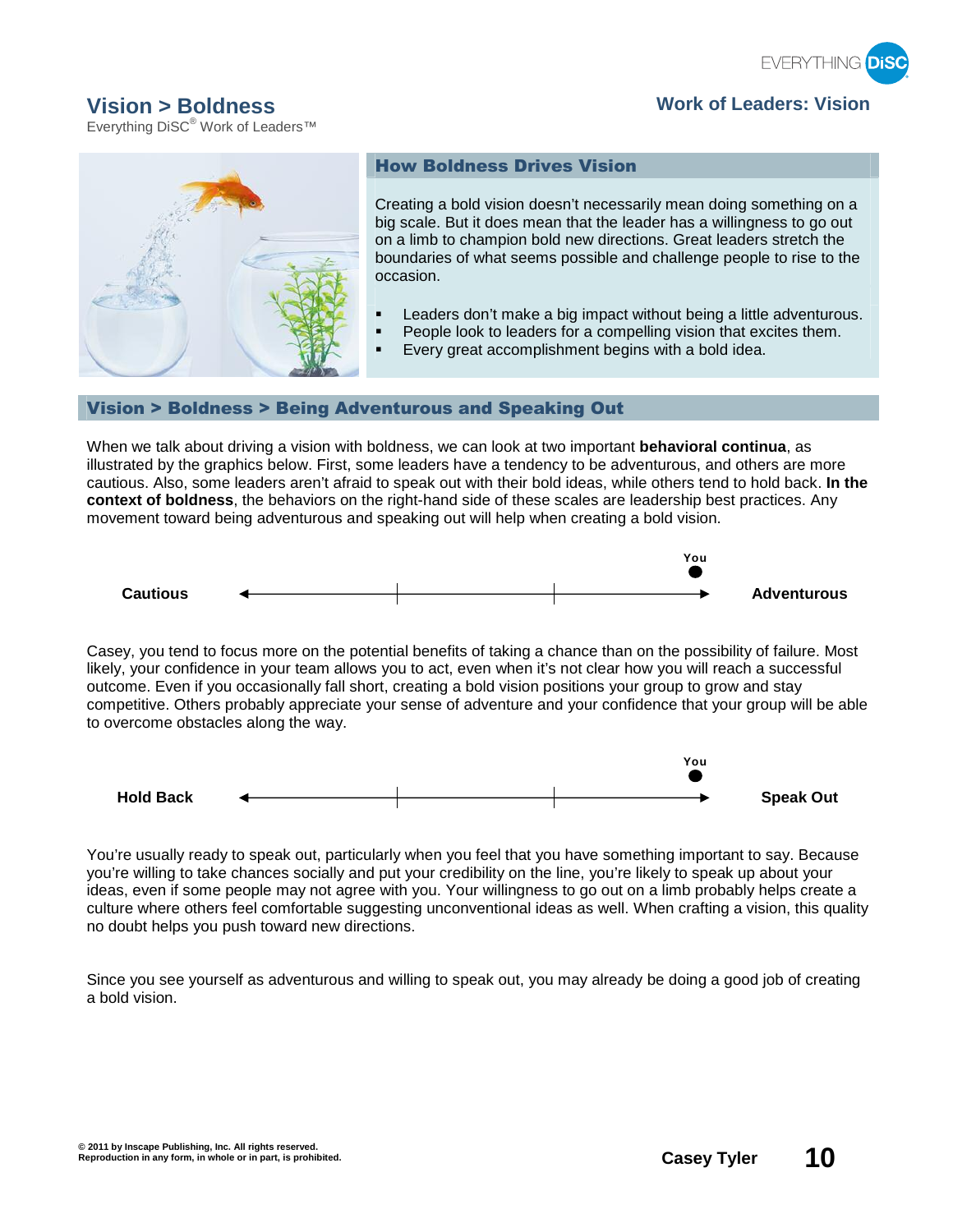# Vision > Boldness

Everything DiSC® Work of Leaders™

Work of Leaders: Vision

## How Boldness Drives Vision

Creating a bold vision doesn't necessarily mean doing something on a big scale. But it does mean that the leader has a willingness to go out on a limb to champion bold new directions. Great leaders stretch the boundaries of what seems possible and challenge people to rise to the occasion.

- Leaders don't make a big impact without being a little adventurous.
- People look to leaders for a compelling vision that excites them.
- Every great accomplishment begins with a bold idea.

## Vision > Boldness > Being Adventurous and Speaking Out

When we talk about driving a vision with boldness, we can look at two important **behavioral continua**, as illustrated by the graphics below. First, some leaders have a tendency to be adventurous, and others are more cautious. Also, some leaders aren't afraid to speak out with their bold ideas, while others tend to hold back. **In the context of boldness**, the behaviors on the right-hand side of these scales are leadership best practices. Any movement toward being adventurous and speaking out will help when creating a bold vision.

You

**Cautious** **Adventurous**

Casey, you tend to focus more on the potential benefits of taking a chance than on the possibility of failure. Most likely, your confidence in your team allows you to act, even when it's not clear how you will reach a successful outcome. Even if you occasionally fall short, creating a bold vision positions your group to grow and stay competitive. Others probably appreciate your sense of adventure and your confidence that your group will be able to overcome obstacles along the way.

You

**Hold Back** **Speak Out**

You're usually ready to speak out, particularly when you feel that you have something important to say. Because you're willing to take chances socially and put your credibility on the line, you're likely to speak up about your ideas, even if some people may not agree with you. Your willingness to go out on a limb probably helps create a culture where others feel comfortable suggesting unconventional ideas as well. When crafting a vision, this quality no doubt helps you push toward new directions.

Since you see yourself as adventurous and willing to speak out, you may already be doing a good job of creating a bold vision.

© 2011 by Inscape Publishing, Inc. All rights reserved.
Reproduction in any form, in whole or in part, is prohibited.